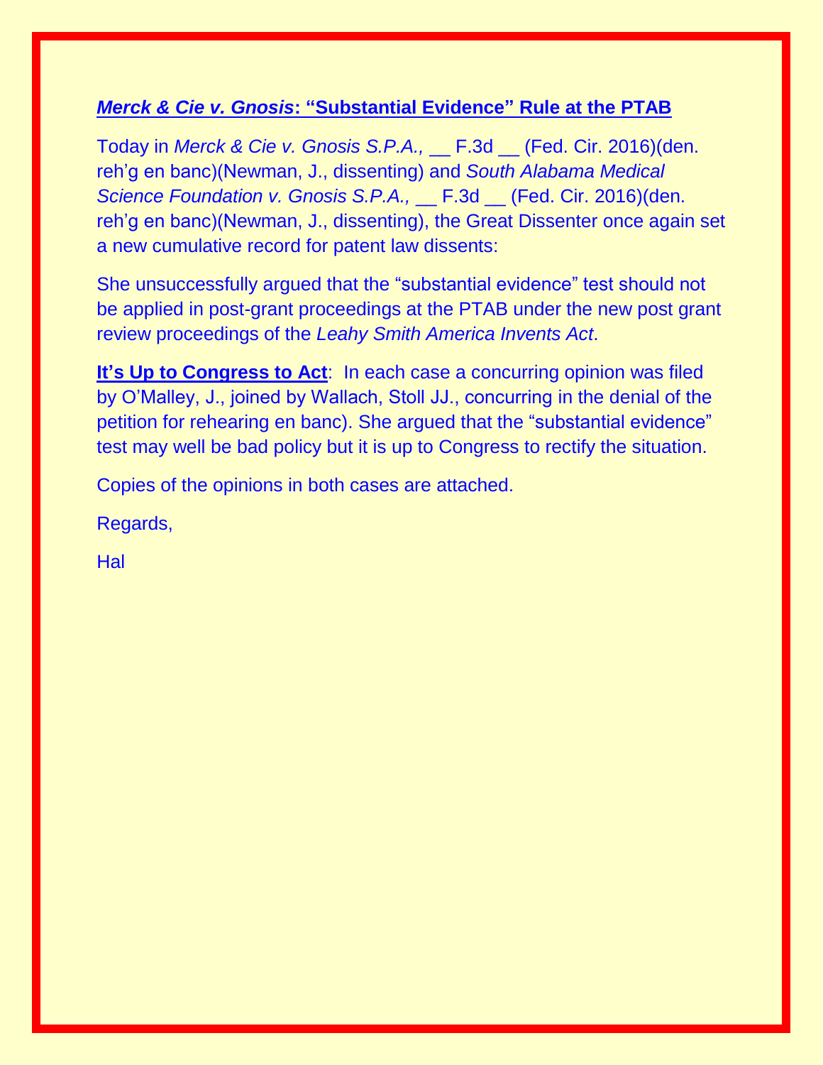**[*Merck & Cie v. Gnosis*: "Substantial Evidence" Rule at the PTAB]**

Today in *Merck & Cie v. Gnosis S.P.A.,* __ F.3d __ (Fed. Cir. 2016)(den. reh'g en banc)(Newman, J., dissenting) and *South Alabama Medical Science Foundation v. Gnosis S.P.A.,* __ F.3d __ (Fed. Cir. 2016)(den. reh'g en banc)(Newman, J., dissenting), the Great Dissenter once again set a new cumulative record for patent law dissents:

She unsuccessfully argued that the "substantial evidence" test should not be applied in post-grant proceedings at the PTAB under the new post grant review proceedings of the *Leahy Smith America Invents Act*.

**It's Up to Congress to Act**: In each case a concurring opinion was filed by O'Malley, J., joined by Wallach, Stoll JJ., concurring in the denial of the petition for rehearing en banc). She argued that the "substantial evidence" test may well be bad policy but it is up to Congress to rectify the situation.

Copies of the opinions in both cases are attached.

Regards,

Hal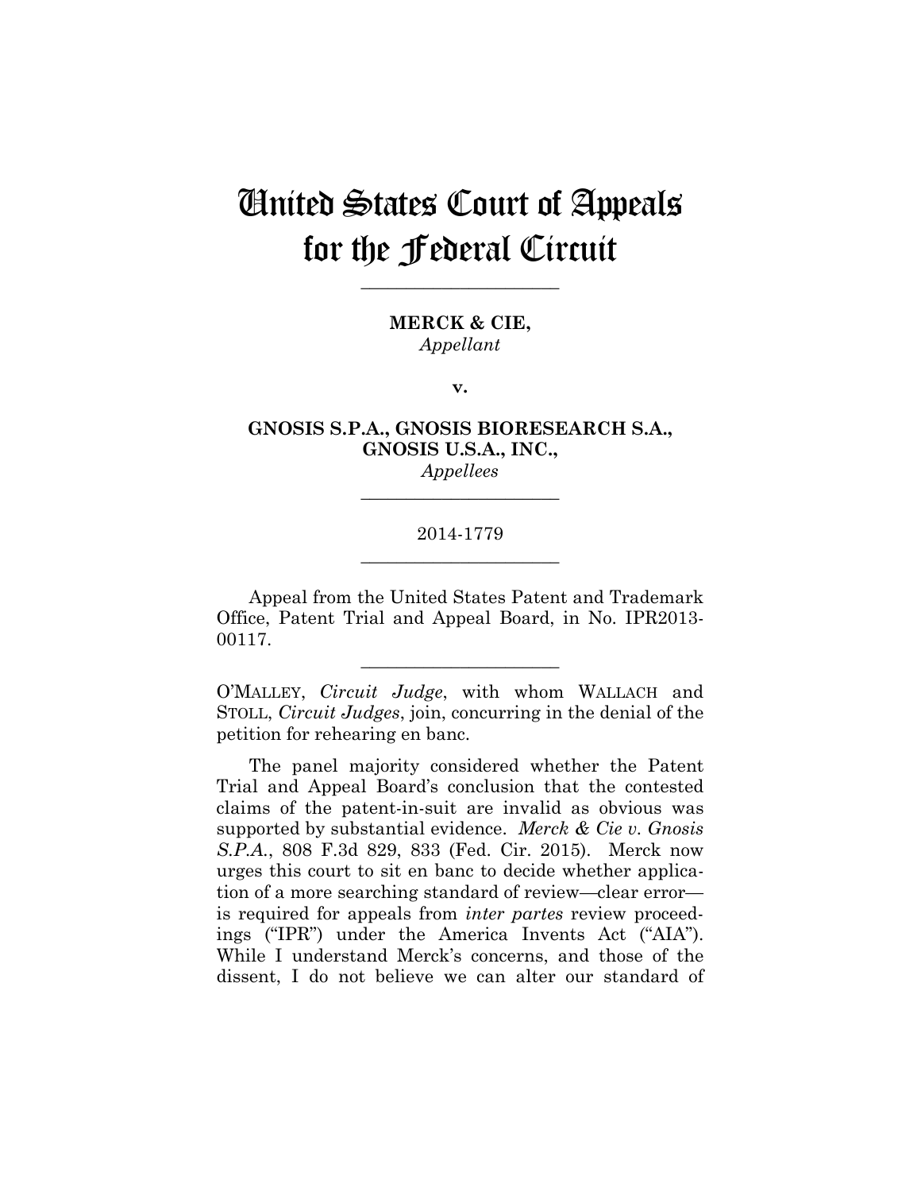# United States Court of Appeals for the Federal Circuit

______________________

**MERCK & CIE,**
*Appellant*

**v.**

**GNOSIS S.P.A., GNOSIS BIORESEARCH S.A., GNOSIS U.S.A., INC.,**
*Appellees*

______________________

2014-1779

______________________

Appeal from the United States Patent and Trademark Office, Patent Trial and Appeal Board, in No. IPR2013-00117.

______________________

O'MALLEY, *Circuit Judge*, with whom WALLACH and STOLL, *Circuit Judges*, join, concurring in the denial of the petition for rehearing en banc.

The panel majority considered whether the Patent Trial and Appeal Board's conclusion that the contested claims of the patent-in-suit are invalid as obvious was supported by substantial evidence. *Merck & Cie v. Gnosis S.P.A.*, 808 F.3d 829, 833 (Fed. Cir. 2015). Merck now urges this court to sit en banc to decide whether application of a more searching standard of review—clear error—is required for appeals from *inter partes* review proceedings ("IPR") under the America Invents Act ("AIA"). While I understand Merck's concerns, and those of the dissent, I do not believe we can alter our standard of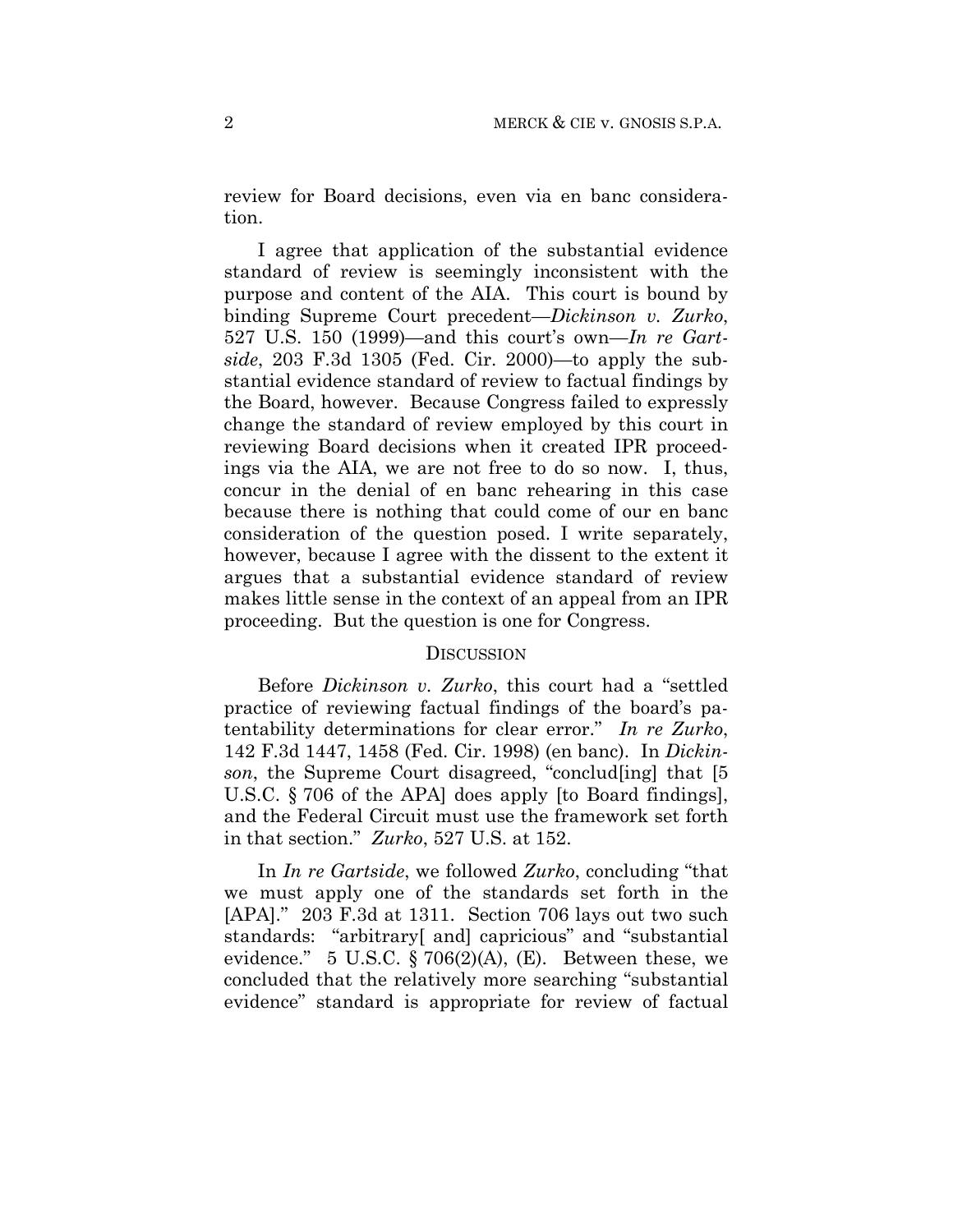review for Board decisions, even via en banc consideration.

I agree that application of the substantial evidence standard of review is seemingly inconsistent with the purpose and content of the AIA. This court is bound by binding Supreme Court precedent—*Dickinson v. Zurko*, 527 U.S. 150 (1999)—and this court's own—*In re Gartside*, 203 F.3d 1305 (Fed. Cir. 2000)—to apply the substantial evidence standard of review to factual findings by the Board, however. Because Congress failed to expressly change the standard of review employed by this court in reviewing Board decisions when it created IPR proceedings via the AIA, we are not free to do so now. I, thus, concur in the denial of en banc rehearing in this case because there is nothing that could come of our en banc consideration of the question posed. I write separately, however, because I agree with the dissent to the extent it argues that a substantial evidence standard of review makes little sense in the context of an appeal from an IPR proceeding. But the question is one for Congress.

## DISCUSSION

Before *Dickinson v. Zurko*, this court had a "settled practice of reviewing factual findings of the board's patentability determinations for clear error." *In re Zurko*, 142 F.3d 1447, 1458 (Fed. Cir. 1998) (en banc). In *Dickinson*, the Supreme Court disagreed, "conclud[ing] that [5 U.S.C. § 706 of the APA] does apply [to Board findings], and the Federal Circuit must use the framework set forth in that section." *Zurko*, 527 U.S. at 152.

In *In re Gartside*, we followed *Zurko*, concluding "that we must apply one of the standards set forth in the [APA]." 203 F.3d at 1311. Section 706 lays out two such standards: "arbitrary[ and] capricious" and "substantial evidence." 5 U.S.C. § 706(2)(A), (E). Between these, we concluded that the relatively more searching "substantial evidence" standard is appropriate for review of factual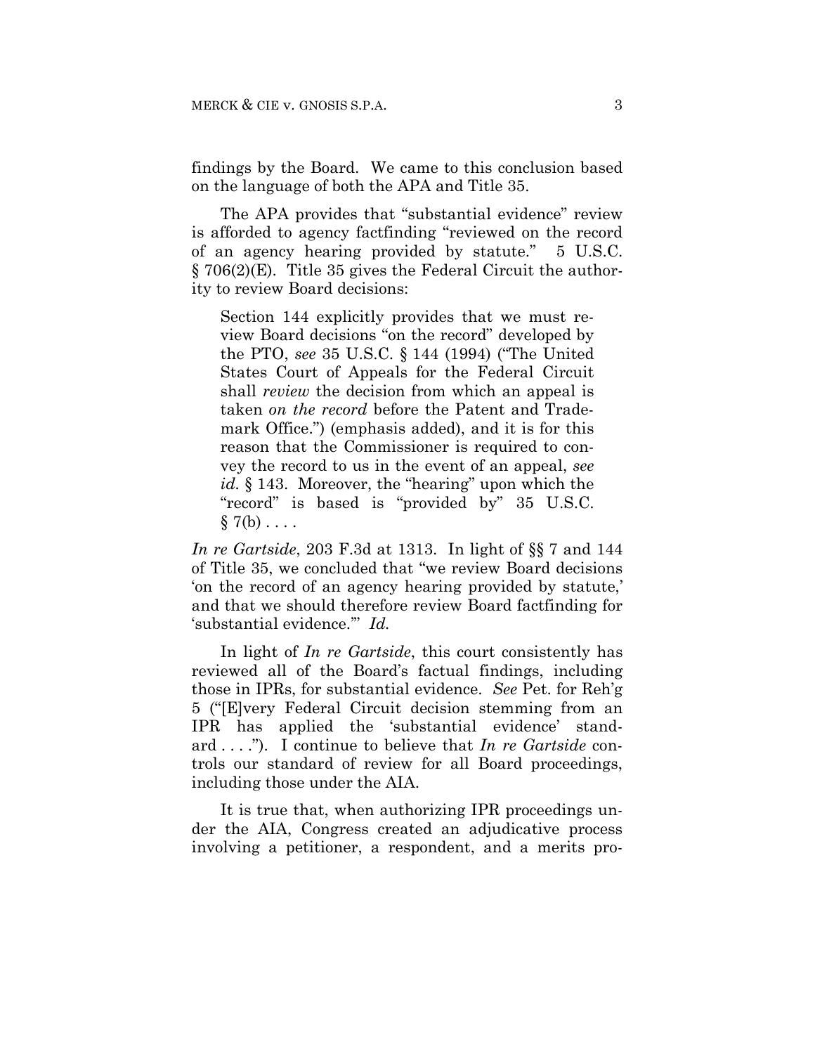findings by the Board. We came to this conclusion based on the language of both the APA and Title 35.

The APA provides that "substantial evidence" review is afforded to agency factfinding "reviewed on the record of an agency hearing provided by statute." 5 U.S.C. § 706(2)(E). Title 35 gives the Federal Circuit the authority to review Board decisions:

> Section 144 explicitly provides that we must review Board decisions "on the record" developed by the PTO, *see* 35 U.S.C. § 144 (1994) ("The United States Court of Appeals for the Federal Circuit shall *review* the decision from which an appeal is taken *on the record* before the Patent and Trademark Office.") (emphasis added), and it is for this reason that the Commissioner is required to convey the record to us in the event of an appeal, *see id.* § 143. Moreover, the "hearing" upon which the "record" is based is "provided by" 35 U.S.C. § 7(b) . . . .

*In re Gartside*, 203 F.3d at 1313. In light of §§ 7 and 144 of Title 35, we concluded that "we review Board decisions 'on the record of an agency hearing provided by statute,' and that we should therefore review Board factfinding for 'substantial evidence.'" *Id.*

In light of *In re Gartside*, this court consistently has reviewed all of the Board's factual findings, including those in IPRs, for substantial evidence. *See* Pet. for Reh'g 5 ("[E]very Federal Circuit decision stemming from an IPR has applied the 'substantial evidence' standard . . . ."). I continue to believe that *In re Gartside* controls our standard of review for all Board proceedings, including those under the AIA.

It is true that, when authorizing IPR proceedings under the AIA, Congress created an adjudicative process involving a petitioner, a respondent, and a merits pro-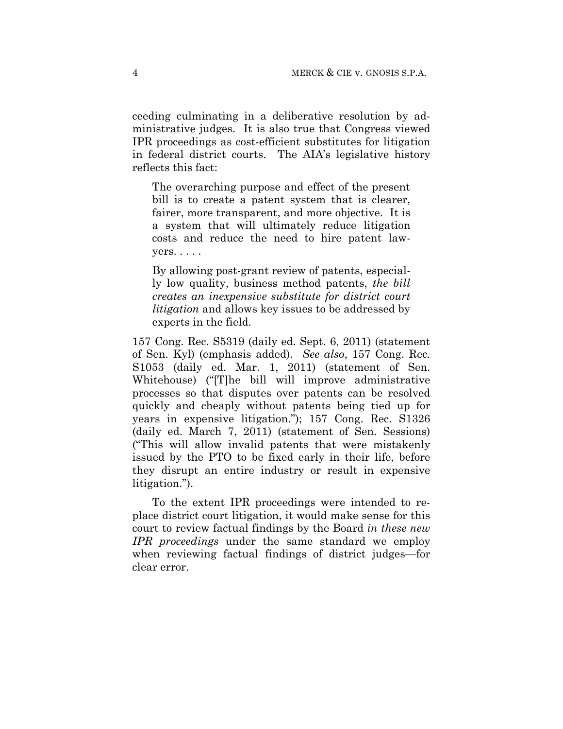ceeding culminating in a deliberative resolution by administrative judges. It is also true that Congress viewed IPR proceedings as cost-efficient substitutes for litigation in federal district courts. The AIA's legislative history reflects this fact:

> The overarching purpose and effect of the present bill is to create a patent system that is clearer, fairer, more transparent, and more objective. It is a system that will ultimately reduce litigation costs and reduce the need to hire patent lawyers. . . . .
>
> By allowing post-grant review of patents, especially low quality, business method patents, *the bill creates an inexpensive substitute for district court litigation* and allows key issues to be addressed by experts in the field.

157 Cong. Rec. S5319 (daily ed. Sept. 6, 2011) (statement of Sen. Kyl) (emphasis added). *See also*, 157 Cong. Rec. S1053 (daily ed. Mar. 1, 2011) (statement of Sen. Whitehouse) ("[T]he bill will improve administrative processes so that disputes over patents can be resolved quickly and cheaply without patents being tied up for years in expensive litigation."); 157 Cong. Rec. S1326 (daily ed. March 7, 2011) (statement of Sen. Sessions) ("This will allow invalid patents that were mistakenly issued by the PTO to be fixed early in their life, before they disrupt an entire industry or result in expensive litigation.").

To the extent IPR proceedings were intended to replace district court litigation, it would make sense for this court to review factual findings by the Board *in these new IPR proceedings* under the same standard we employ when reviewing factual findings of district judges—for clear error.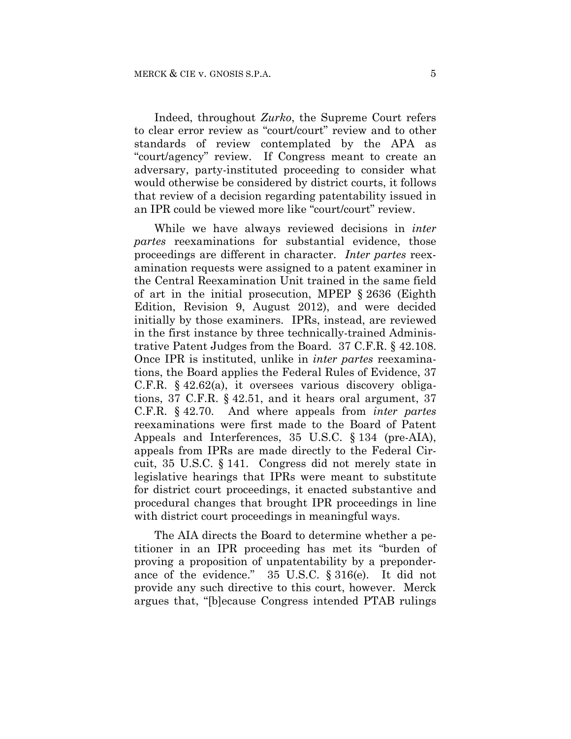Indeed, throughout *Zurko*, the Supreme Court refers to clear error review as "court/court" review and to other standards of review contemplated by the APA as "court/agency" review. If Congress meant to create an adversary, party-instituted proceeding to consider what would otherwise be considered by district courts, it follows that review of a decision regarding patentability issued in an IPR could be viewed more like "court/court" review.

While we have always reviewed decisions in *inter partes* reexaminations for substantial evidence, those proceedings are different in character. *Inter partes* reexamination requests were assigned to a patent examiner in the Central Reexamination Unit trained in the same field of art in the initial prosecution, MPEP § 2636 (Eighth Edition, Revision 9, August 2012), and were decided initially by those examiners. IPRs, instead, are reviewed in the first instance by three technically-trained Administrative Patent Judges from the Board. 37 C.F.R. § 42.108. Once IPR is instituted, unlike in *inter partes* reexaminations, the Board applies the Federal Rules of Evidence, 37 C.F.R. § 42.62(a), it oversees various discovery obligations, 37 C.F.R. § 42.51, and it hears oral argument, 37 C.F.R. § 42.70. And where appeals from *inter partes* reexaminations were first made to the Board of Patent Appeals and Interferences, 35 U.S.C. § 134 (pre-AIA), appeals from IPRs are made directly to the Federal Circuit, 35 U.S.C. § 141. Congress did not merely state in legislative hearings that IPRs were meant to substitute for district court proceedings, it enacted substantive and procedural changes that brought IPR proceedings in line with district court proceedings in meaningful ways.

The AIA directs the Board to determine whether a petitioner in an IPR proceeding has met its "burden of proving a proposition of unpatentability by a preponderance of the evidence." 35 U.S.C. § 316(e). It did not provide any such directive to this court, however. Merck argues that, "[b]ecause Congress intended PTAB rulings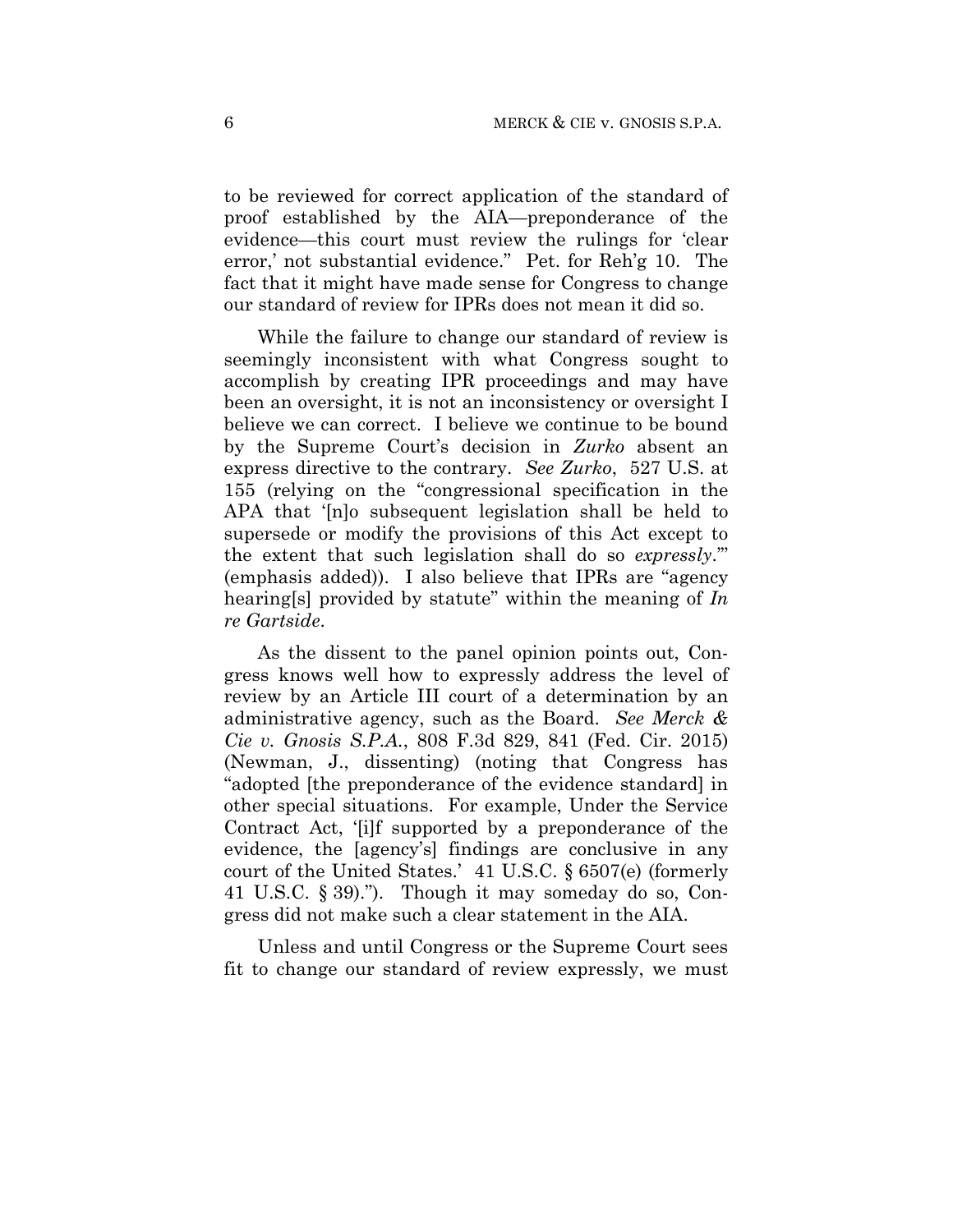to be reviewed for correct application of the standard of proof established by the AIA—preponderance of the evidence—this court must review the rulings for 'clear error,' not substantial evidence." Pet. for Reh'g 10. The fact that it might have made sense for Congress to change our standard of review for IPRs does not mean it did so.

While the failure to change our standard of review is seemingly inconsistent with what Congress sought to accomplish by creating IPR proceedings and may have been an oversight, it is not an inconsistency or oversight I believe we can correct. I believe we continue to be bound by the Supreme Court's decision in *Zurko* absent an express directive to the contrary. *See Zurko*, 527 U.S. at 155 (relying on the "congressional specification in the APA that '[n]o subsequent legislation shall be held to supersede or modify the provisions of this Act except to the extent that such legislation shall do so *expressly*.'" (emphasis added)). I also believe that IPRs are "agency hearing[s] provided by statute" within the meaning of *In re Gartside*.

As the dissent to the panel opinion points out, Congress knows well how to expressly address the level of review by an Article III court of a determination by an administrative agency, such as the Board. *See Merck & Cie v. Gnosis S.P.A.*, 808 F.3d 829, 841 (Fed. Cir. 2015) (Newman, J., dissenting) (noting that Congress has "adopted [the preponderance of the evidence standard] in other special situations. For example, Under the Service Contract Act, '[i]f supported by a preponderance of the evidence, the [agency's] findings are conclusive in any court of the United States.' 41 U.S.C. § 6507(e) (formerly 41 U.S.C. § 39)."). Though it may someday do so, Congress did not make such a clear statement in the AIA.

Unless and until Congress or the Supreme Court sees fit to change our standard of review expressly, we must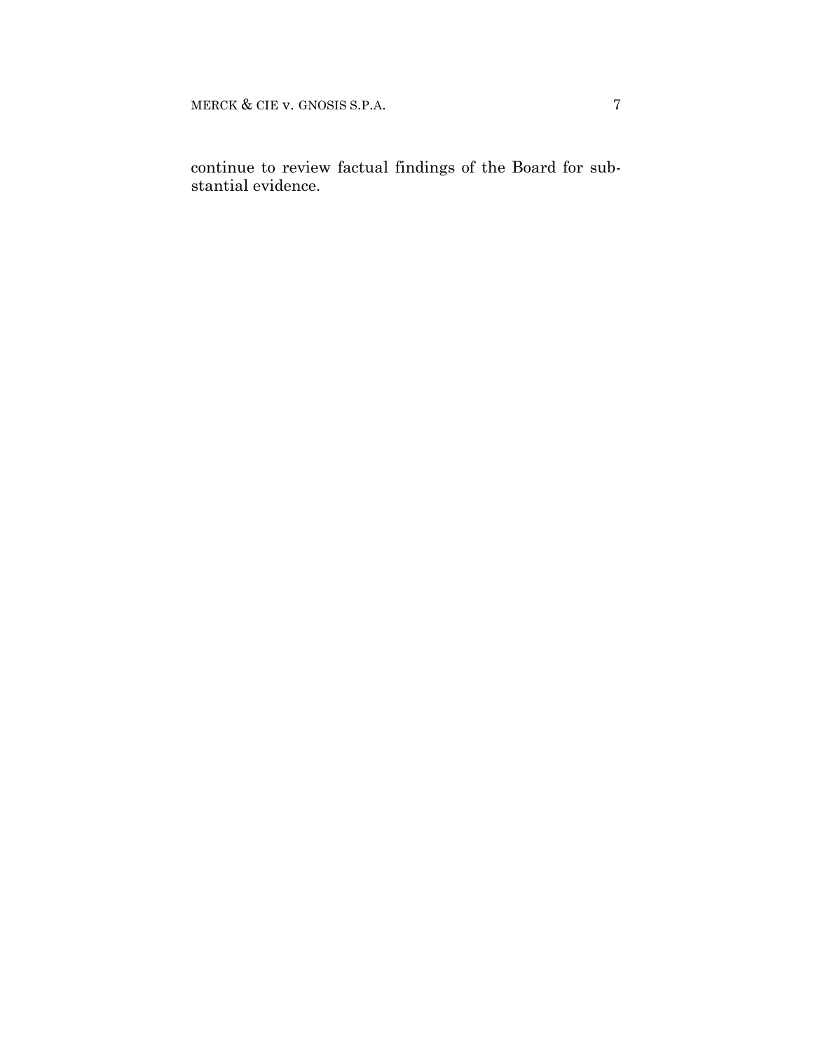continue to review factual findings of the Board for substantial evidence.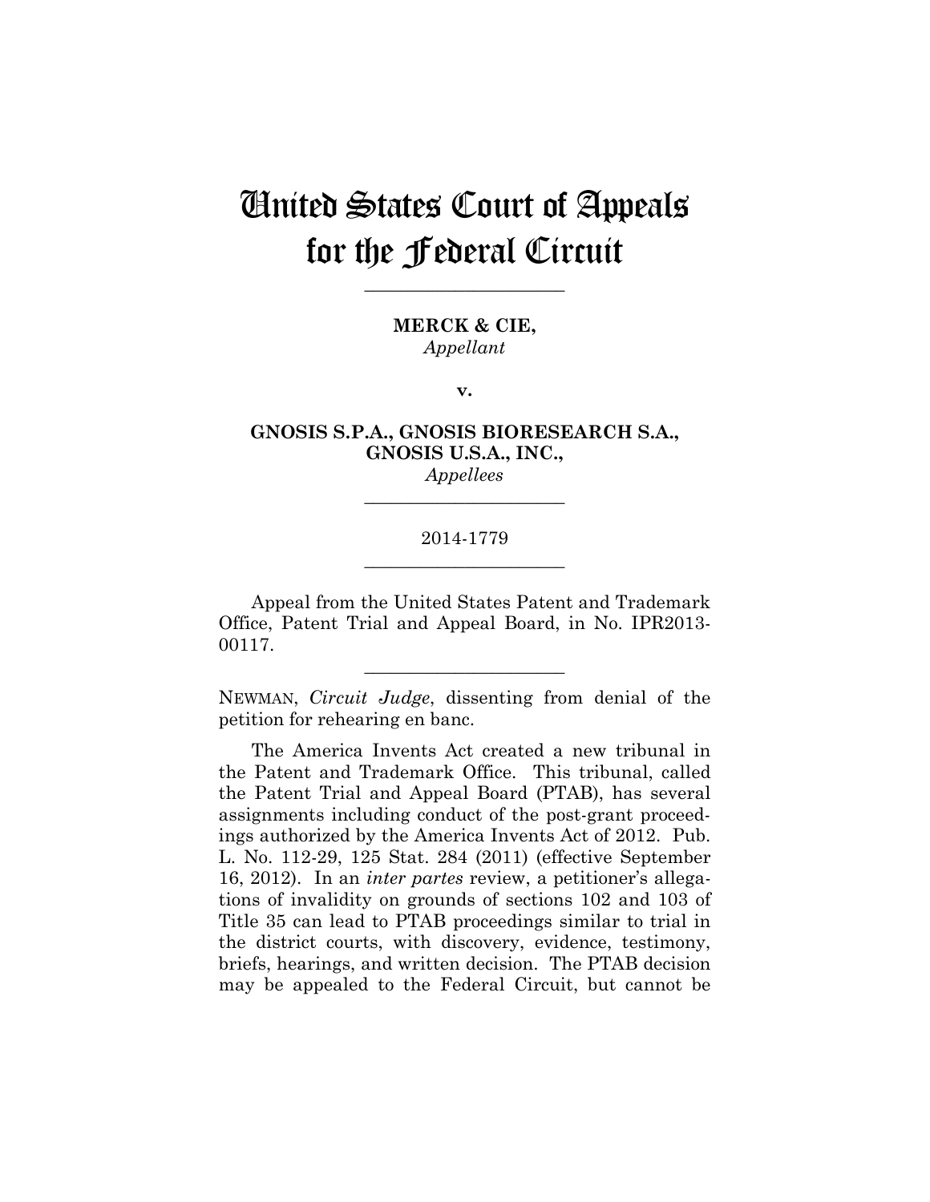# United States Court of Appeals for the Federal Circuit

______________________

**MERCK & CIE,**
*Appellant*

**v.**

**GNOSIS S.P.A., GNOSIS BIORESEARCH S.A., GNOSIS U.S.A., INC.,**
*Appellees*

______________________

2014-1779

______________________

Appeal from the United States Patent and Trademark Office, Patent Trial and Appeal Board, in No. IPR2013-00117.

______________________

NEWMAN, *Circuit Judge*, dissenting from denial of the petition for rehearing en banc.

The America Invents Act created a new tribunal in the Patent and Trademark Office. This tribunal, called the Patent Trial and Appeal Board (PTAB), has several assignments including conduct of the post-grant proceedings authorized by the America Invents Act of 2012. Pub. L. No. 112-29, 125 Stat. 284 (2011) (effective September 16, 2012). In an *inter partes* review, a petitioner's allegations of invalidity on grounds of sections 102 and 103 of Title 35 can lead to PTAB proceedings similar to trial in the district courts, with discovery, evidence, testimony, briefs, hearings, and written decision. The PTAB decision may be appealed to the Federal Circuit, but cannot be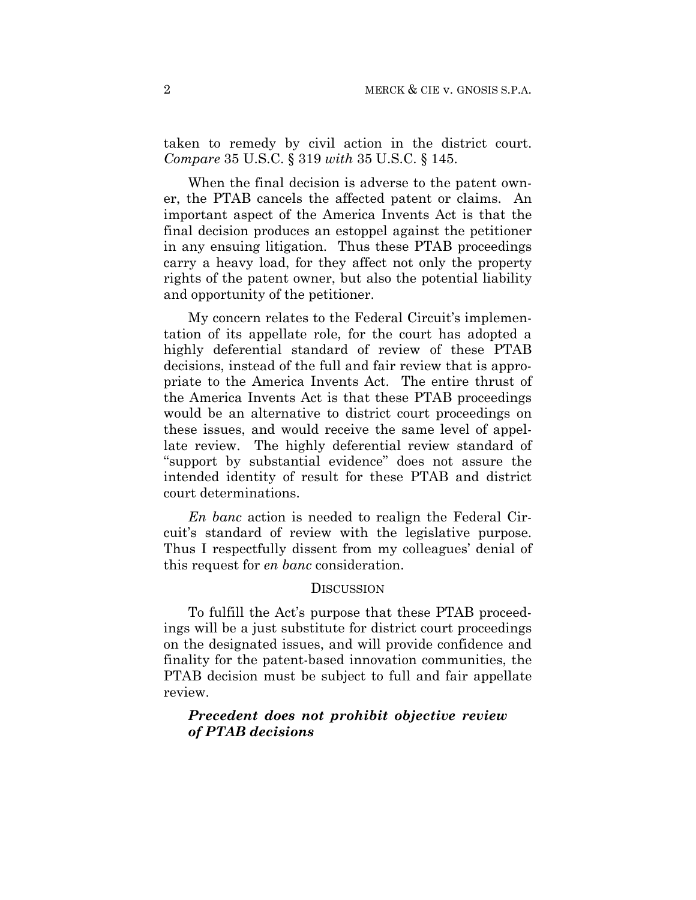taken to remedy by civil action in the district court. *Compare* 35 U.S.C. § 319 *with* 35 U.S.C. § 145.

When the final decision is adverse to the patent owner, the PTAB cancels the affected patent or claims. An important aspect of the America Invents Act is that the final decision produces an estoppel against the petitioner in any ensuing litigation. Thus these PTAB proceedings carry a heavy load, for they affect not only the property rights of the patent owner, but also the potential liability and opportunity of the petitioner.

My concern relates to the Federal Circuit's implementation of its appellate role, for the court has adopted a highly deferential standard of review of these PTAB decisions, instead of the full and fair review that is appropriate to the America Invents Act. The entire thrust of the America Invents Act is that these PTAB proceedings would be an alternative to district court proceedings on these issues, and would receive the same level of appellate review. The highly deferential review standard of "support by substantial evidence" does not assure the intended identity of result for these PTAB and district court determinations.

*En banc* action is needed to realign the Federal Circuit's standard of review with the legislative purpose. Thus I respectfully dissent from my colleagues' denial of this request for *en banc* consideration.

## DISCUSSION

To fulfill the Act's purpose that these PTAB proceedings will be a just substitute for district court proceedings on the designated issues, and will provide confidence and finality for the patent-based innovation communities, the PTAB decision must be subject to full and fair appellate review.

### *Precedent does not prohibit objective review of PTAB decisions*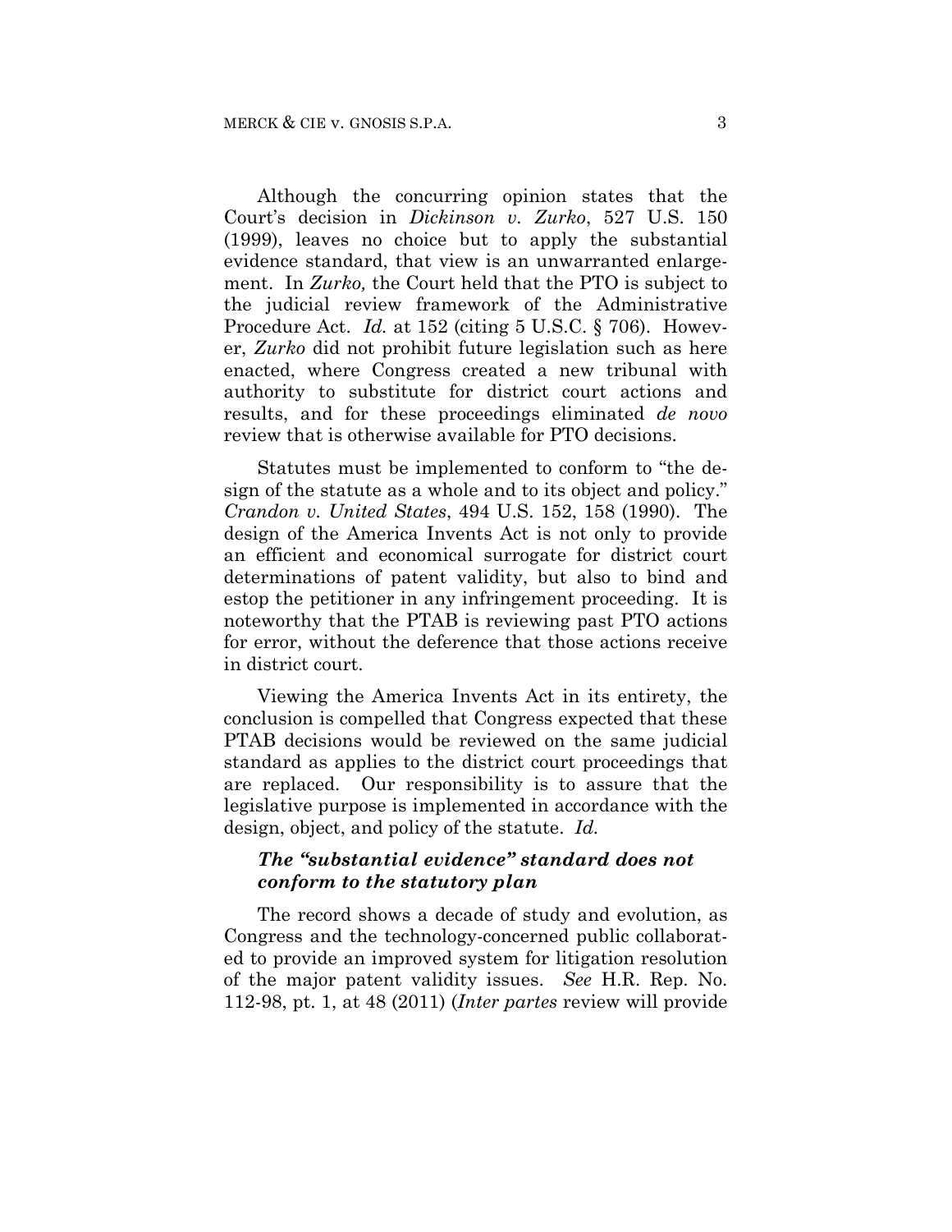Although the concurring opinion states that the Court's decision in *Dickinson v. Zurko*, 527 U.S. 150 (1999), leaves no choice but to apply the substantial evidence standard, that view is an unwarranted enlargement. In *Zurko,* the Court held that the PTO is subject to the judicial review framework of the Administrative Procedure Act. *Id.* at 152 (citing 5 U.S.C. § 706). However, *Zurko* did not prohibit future legislation such as here enacted, where Congress created a new tribunal with authority to substitute for district court actions and results, and for these proceedings eliminated *de novo* review that is otherwise available for PTO decisions.

Statutes must be implemented to conform to "the design of the statute as a whole and to its object and policy." *Crandon v. United States*, 494 U.S. 152, 158 (1990). The design of the America Invents Act is not only to provide an efficient and economical surrogate for district court determinations of patent validity, but also to bind and estop the petitioner in any infringement proceeding. It is noteworthy that the PTAB is reviewing past PTO actions for error, without the deference that those actions receive in district court.

Viewing the America Invents Act in its entirety, the conclusion is compelled that Congress expected that these PTAB decisions would be reviewed on the same judicial standard as applies to the district court proceedings that are replaced. Our responsibility is to assure that the legislative purpose is implemented in accordance with the design, object, and policy of the statute. *Id.*

***The "substantial evidence" standard does not conform to the statutory plan***

The record shows a decade of study and evolution, as Congress and the technology-concerned public collaborated to provide an improved system for litigation resolution of the major patent validity issues. *See* H.R. Rep. No. 112-98, pt. 1, at 48 (2011) (*Inter partes* review will provide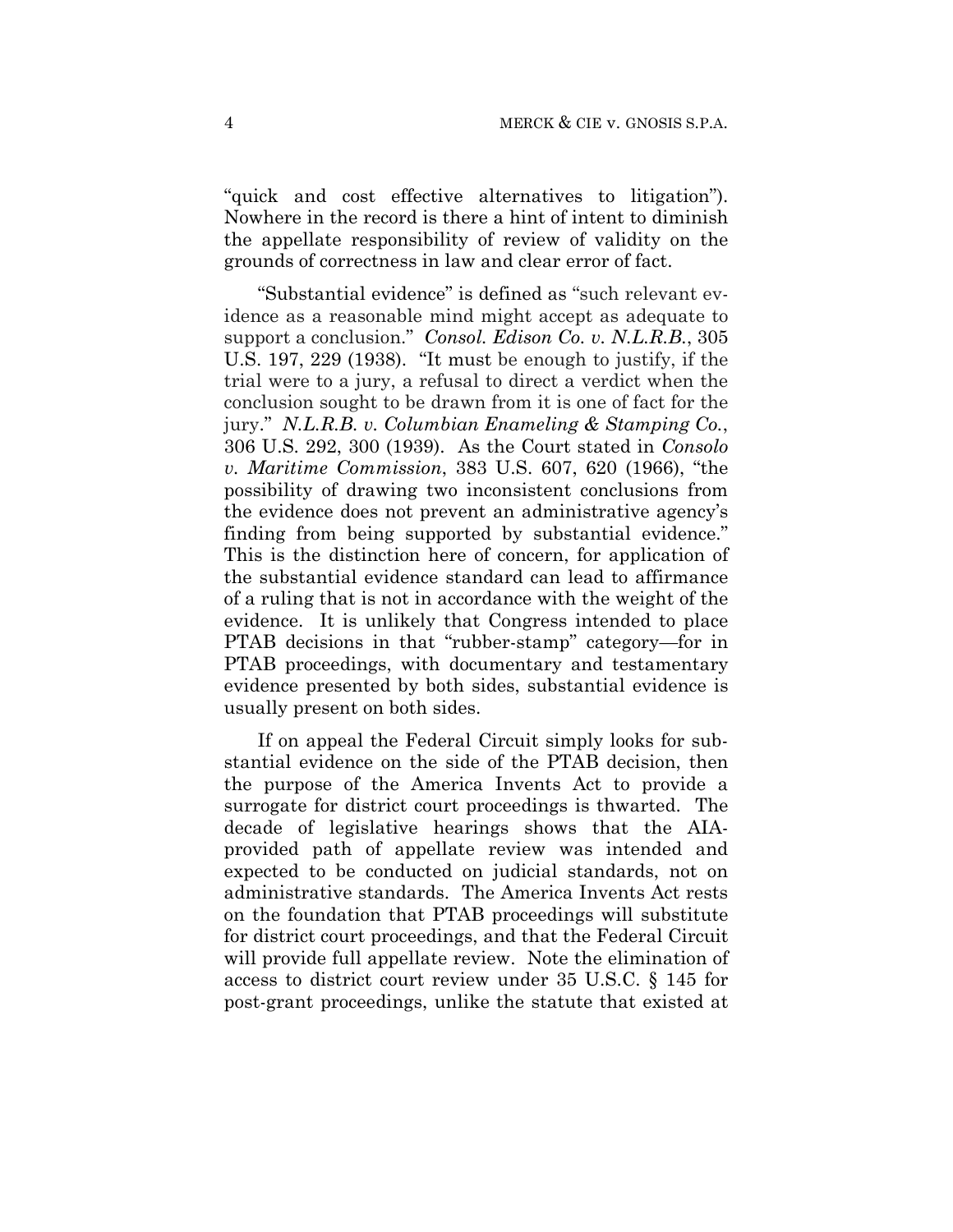"quick and cost effective alternatives to litigation"). Nowhere in the record is there a hint of intent to diminish the appellate responsibility of review of validity on the grounds of correctness in law and clear error of fact.

"Substantial evidence" is defined as "such relevant evidence as a reasonable mind might accept as adequate to support a conclusion." *Consol. Edison Co. v. N.L.R.B.*, 305 U.S. 197, 229 (1938). "It must be enough to justify, if the trial were to a jury, a refusal to direct a verdict when the conclusion sought to be drawn from it is one of fact for the jury." *N.L.R.B. v. Columbian Enameling & Stamping Co.*, 306 U.S. 292, 300 (1939). As the Court stated in *Consolo v. Maritime Commission*, 383 U.S. 607, 620 (1966), "the possibility of drawing two inconsistent conclusions from the evidence does not prevent an administrative agency's finding from being supported by substantial evidence." This is the distinction here of concern, for application of the substantial evidence standard can lead to affirmance of a ruling that is not in accordance with the weight of the evidence. It is unlikely that Congress intended to place PTAB decisions in that "rubber-stamp" category—for in PTAB proceedings, with documentary and testamentary evidence presented by both sides, substantial evidence is usually present on both sides.

If on appeal the Federal Circuit simply looks for substantial evidence on the side of the PTAB decision, then the purpose of the America Invents Act to provide a surrogate for district court proceedings is thwarted. The decade of legislative hearings shows that the AIA-provided path of appellate review was intended and expected to be conducted on judicial standards, not on administrative standards. The America Invents Act rests on the foundation that PTAB proceedings will substitute for district court proceedings, and that the Federal Circuit will provide full appellate review. Note the elimination of access to district court review under 35 U.S.C. § 145 for post-grant proceedings, unlike the statute that existed at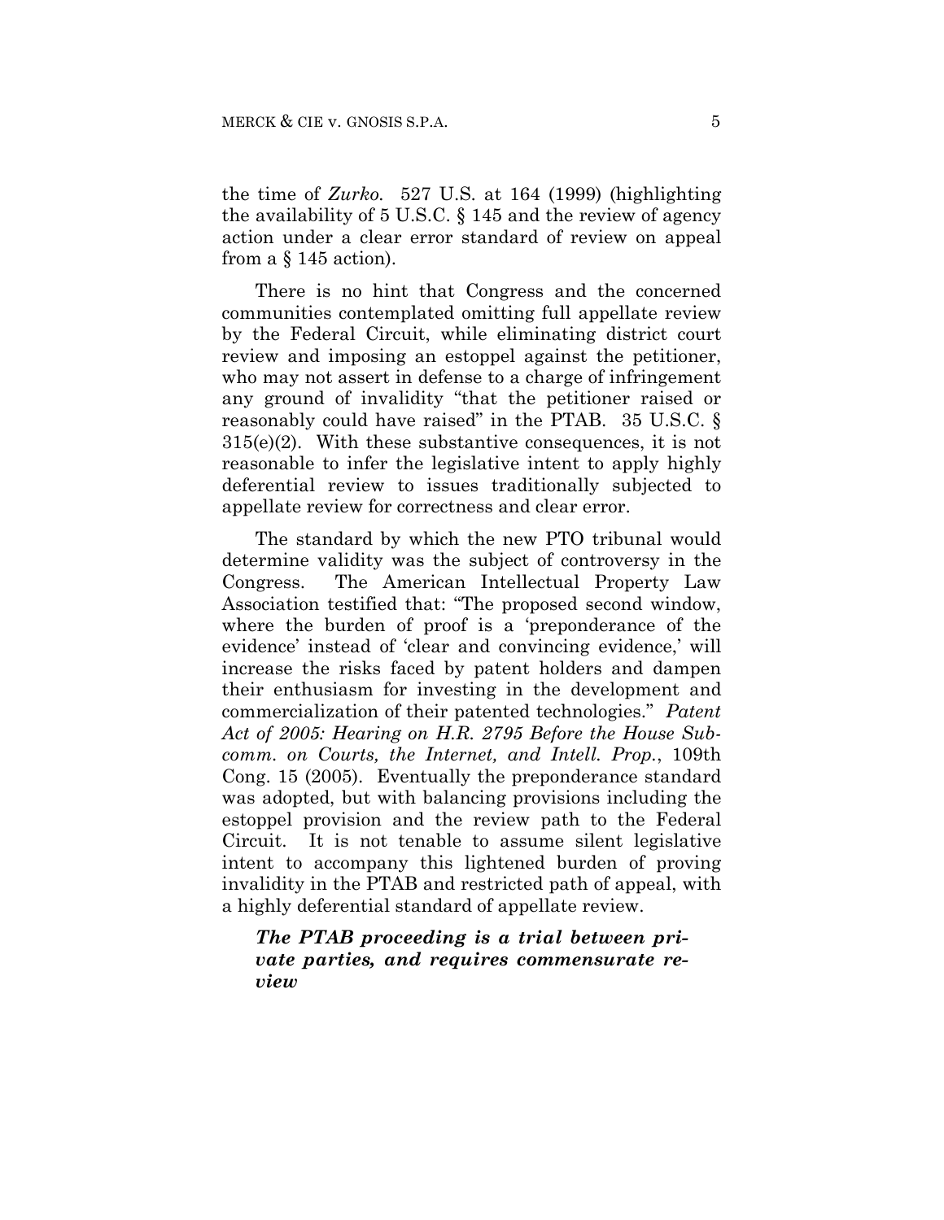the time of *Zurko.* 527 U.S. at 164 (1999) (highlighting the availability of 5 U.S.C. § 145 and the review of agency action under a clear error standard of review on appeal from a § 145 action).

There is no hint that Congress and the concerned communities contemplated omitting full appellate review by the Federal Circuit, while eliminating district court review and imposing an estoppel against the petitioner, who may not assert in defense to a charge of infringement any ground of invalidity "that the petitioner raised or reasonably could have raised" in the PTAB. 35 U.S.C. § 315(e)(2). With these substantive consequences, it is not reasonable to infer the legislative intent to apply highly deferential review to issues traditionally subjected to appellate review for correctness and clear error.

The standard by which the new PTO tribunal would determine validity was the subject of controversy in the Congress. The American Intellectual Property Law Association testified that: "The proposed second window, where the burden of proof is a 'preponderance of the evidence' instead of 'clear and convincing evidence,' will increase the risks faced by patent holders and dampen their enthusiasm for investing in the development and commercialization of their patented technologies." *Patent Act of 2005: Hearing on H.R. 2795 Before the House Subcomm. on Courts, the Internet, and Intell. Prop.*, 109th Cong. 15 (2005). Eventually the preponderance standard was adopted, but with balancing provisions including the estoppel provision and the review path to the Federal Circuit. It is not tenable to assume silent legislative intent to accompany this lightened burden of proving invalidity in the PTAB and restricted path of appeal, with a highly deferential standard of appellate review.

***The PTAB proceeding is a trial between private parties, and requires commensurate review***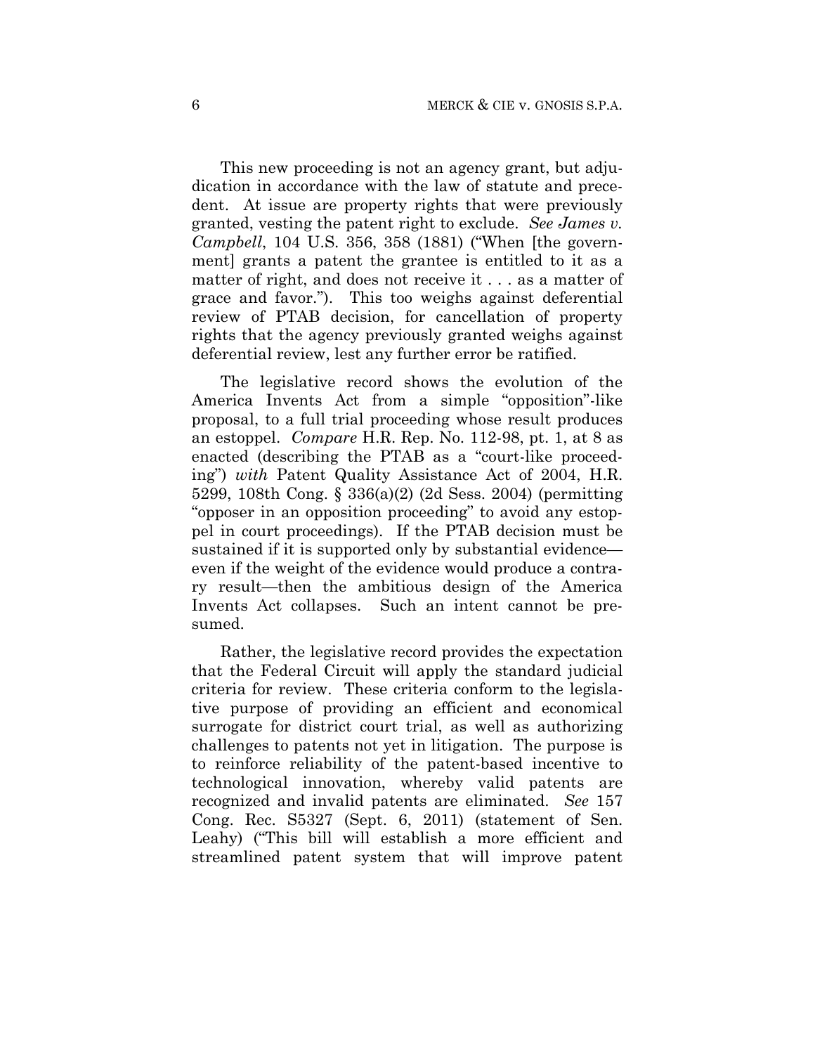This new proceeding is not an agency grant, but adjudication in accordance with the law of statute and precedent. At issue are property rights that were previously granted, vesting the patent right to exclude. *See James v. Campbell*, 104 U.S. 356, 358 (1881) ("When [the government] grants a patent the grantee is entitled to it as a matter of right, and does not receive it . . . as a matter of grace and favor."). This too weighs against deferential review of PTAB decision, for cancellation of property rights that the agency previously granted weighs against deferential review, lest any further error be ratified.

The legislative record shows the evolution of the America Invents Act from a simple "opposition"-like proposal, to a full trial proceeding whose result produces an estoppel. *Compare* H.R. Rep. No. 112-98, pt. 1, at 8 as enacted (describing the PTAB as a "court-like proceeding") *with* Patent Quality Assistance Act of 2004, H.R. 5299, 108th Cong. § 336(a)(2) (2d Sess. 2004) (permitting "opposer in an opposition proceeding" to avoid any estoppel in court proceedings). If the PTAB decision must be sustained if it is supported only by substantial evidence—even if the weight of the evidence would produce a contrary result—then the ambitious design of the America Invents Act collapses. Such an intent cannot be presumed.

Rather, the legislative record provides the expectation that the Federal Circuit will apply the standard judicial criteria for review. These criteria conform to the legislative purpose of providing an efficient and economical surrogate for district court trial, as well as authorizing challenges to patents not yet in litigation. The purpose is to reinforce reliability of the patent-based incentive to technological innovation, whereby valid patents are recognized and invalid patents are eliminated. *See* 157 Cong. Rec. S5327 (Sept. 6, 2011) (statement of Sen. Leahy) ("This bill will establish a more efficient and streamlined patent system that will improve patent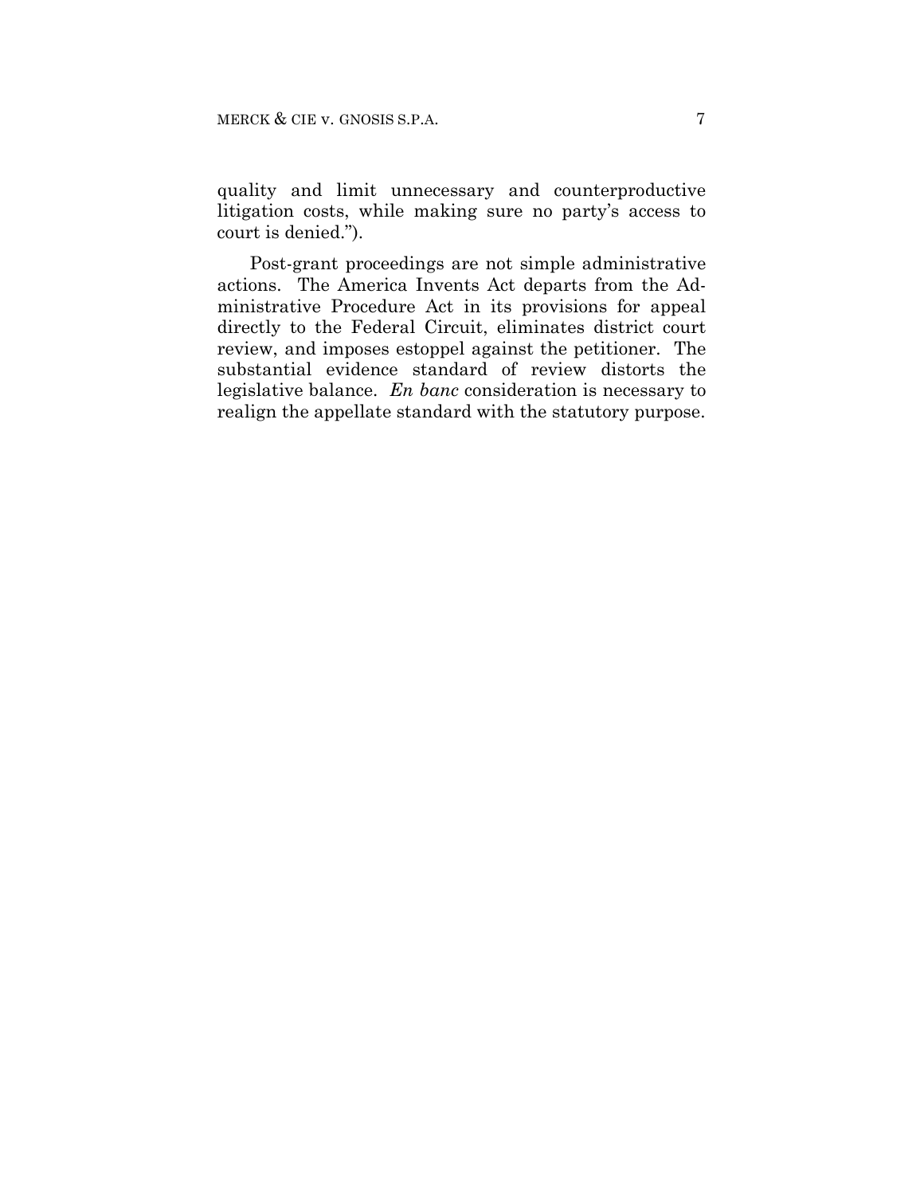quality and limit unnecessary and counterproductive litigation costs, while making sure no party's access to court is denied.").

Post-grant proceedings are not simple administrative actions. The America Invents Act departs from the Administrative Procedure Act in its provisions for appeal directly to the Federal Circuit, eliminates district court review, and imposes estoppel against the petitioner. The substantial evidence standard of review distorts the legislative balance. *En banc* consideration is necessary to realign the appellate standard with the statutory purpose.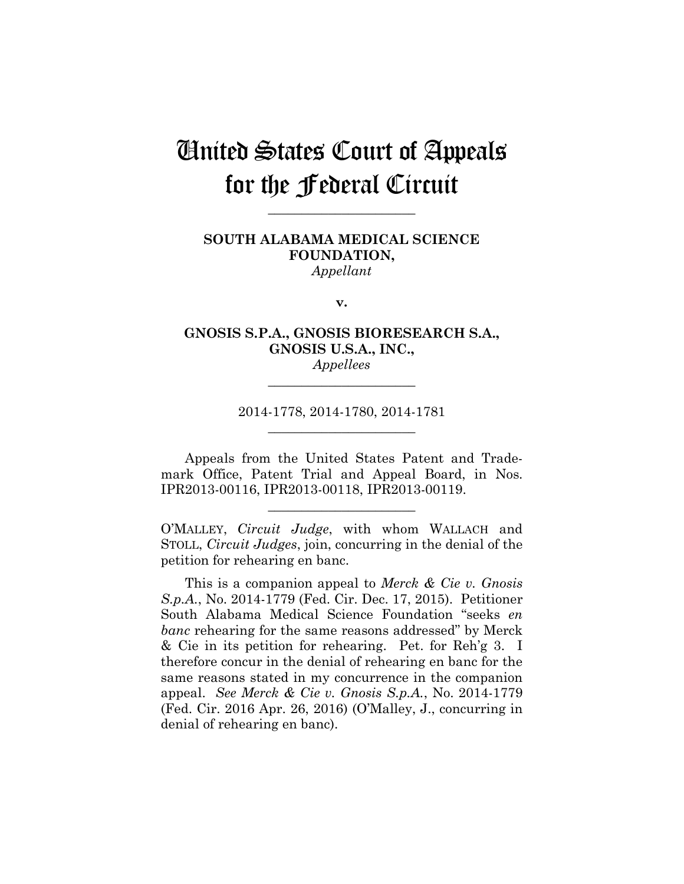# United States Court of Appeals for the Federal Circuit

---

**SOUTH ALABAMA MEDICAL SCIENCE FOUNDATION,**
*Appellant*

**v.**

**GNOSIS S.P.A., GNOSIS BIORESEARCH S.A., GNOSIS U.S.A., INC.,**
*Appellees*

---

2014-1778, 2014-1780, 2014-1781

---

Appeals from the United States Patent and Trademark Office, Patent Trial and Appeal Board, in Nos. IPR2013-00116, IPR2013-00118, IPR2013-00119.

---

O'MALLEY, *Circuit Judge*, with whom WALLACH and STOLL, *Circuit Judges*, join, concurring in the denial of the petition for rehearing en banc.

This is a companion appeal to *Merck & Cie v. Gnosis S.p.A.*, No. 2014-1779 (Fed. Cir. Dec. 17, 2015). Petitioner South Alabama Medical Science Foundation "seeks *en banc* rehearing for the same reasons addressed" by Merck & Cie in its petition for rehearing. Pet. for Reh'g 3. I therefore concur in the denial of rehearing en banc for the same reasons stated in my concurrence in the companion appeal. *See Merck & Cie v. Gnosis S.p.A.*, No. 2014-1779 (Fed. Cir. 2016 Apr. 26, 2016) (O'Malley, J., concurring in denial of rehearing en banc).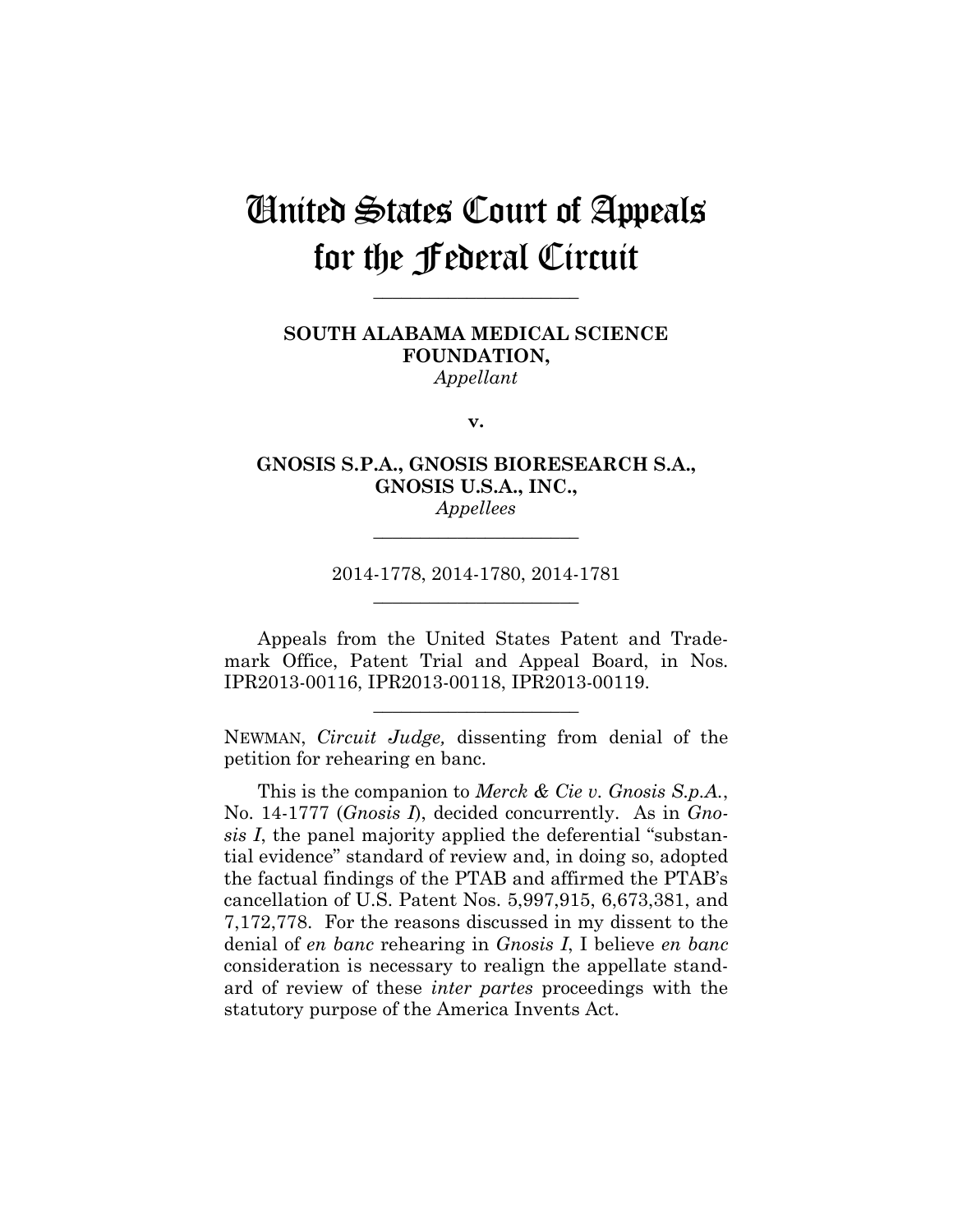# United States Court of Appeals for the Federal Circuit

---

**SOUTH ALABAMA MEDICAL SCIENCE FOUNDATION,**
*Appellant*

**v.**

**GNOSIS S.P.A., GNOSIS BIORESEARCH S.A., GNOSIS U.S.A., INC.,**
*Appellees*

---

2014-1778, 2014-1780, 2014-1781

---

Appeals from the United States Patent and Trademark Office, Patent Trial and Appeal Board, in Nos. IPR2013-00116, IPR2013-00118, IPR2013-00119.

---

NEWMAN, *Circuit Judge,* dissenting from denial of the petition for rehearing en banc.

This is the companion to *Merck & Cie v. Gnosis S.p.A.*, No. 14-1777 (*Gnosis I*), decided concurrently. As in *Gnosis I*, the panel majority applied the deferential "substantial evidence" standard of review and, in doing so, adopted the factual findings of the PTAB and affirmed the PTAB's cancellation of U.S. Patent Nos. 5,997,915, 6,673,381, and 7,172,778. For the reasons discussed in my dissent to the denial of *en banc* rehearing in *Gnosis I*, I believe *en banc* consideration is necessary to realign the appellate standard of review of these *inter partes* proceedings with the statutory purpose of the America Invents Act.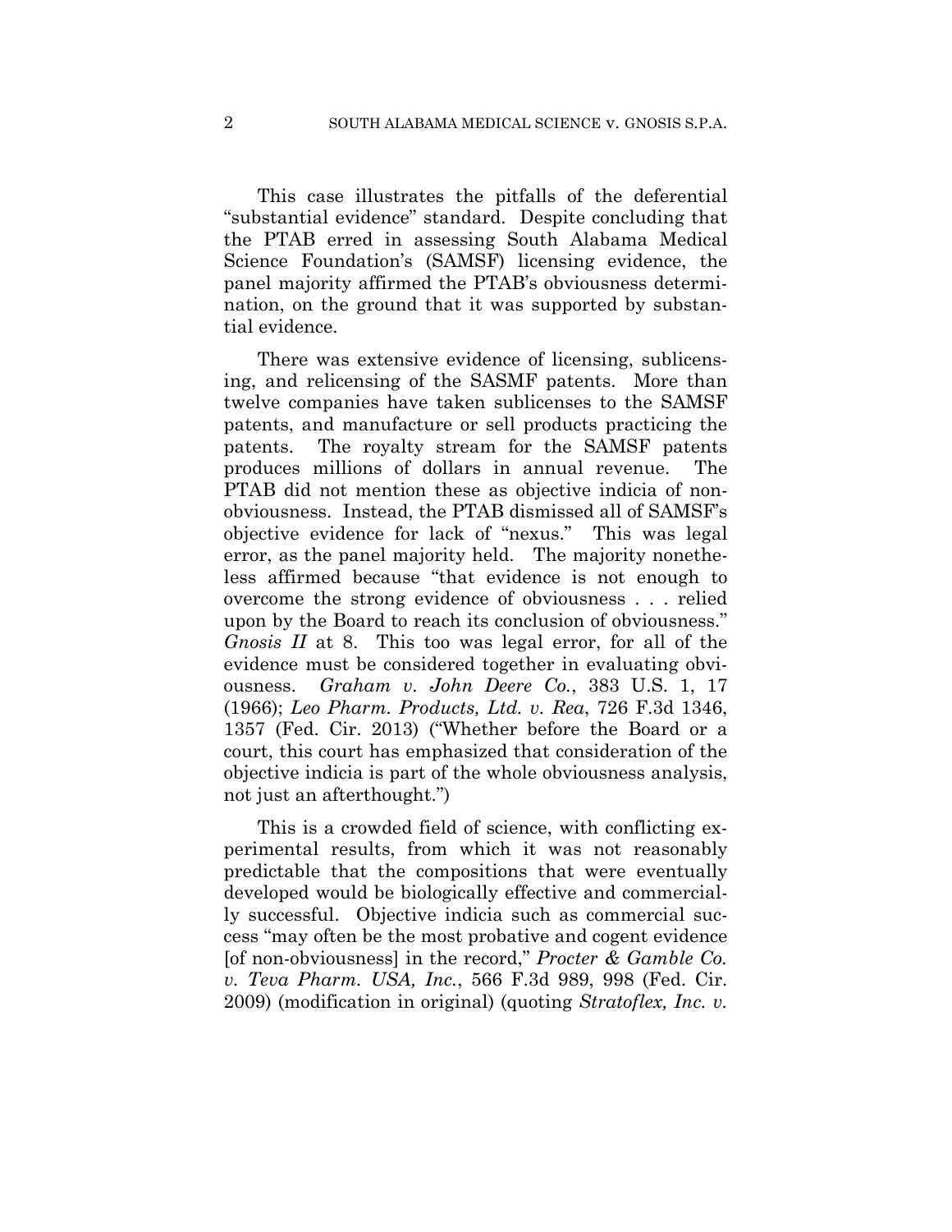This case illustrates the pitfalls of the deferential "substantial evidence" standard. Despite concluding that the PTAB erred in assessing South Alabama Medical Science Foundation's (SAMSF) licensing evidence, the panel majority affirmed the PTAB's obviousness determination, on the ground that it was supported by substantial evidence.

There was extensive evidence of licensing, sublicensing, and relicensing of the SASMF patents. More than twelve companies have taken sublicenses to the SAMSF patents, and manufacture or sell products practicing the patents. The royalty stream for the SAMSF patents produces millions of dollars in annual revenue. The PTAB did not mention these as objective indicia of non-obviousness. Instead, the PTAB dismissed all of SAMSF's objective evidence for lack of "nexus." This was legal error, as the panel majority held. The majority nonetheless affirmed because "that evidence is not enough to overcome the strong evidence of obviousness . . . relied upon by the Board to reach its conclusion of obviousness." *Gnosis II* at 8. This too was legal error, for all of the evidence must be considered together in evaluating obviousness. *Graham v. John Deere Co.*, 383 U.S. 1, 17 (1966); *Leo Pharm. Products, Ltd. v. Rea*, 726 F.3d 1346, 1357 (Fed. Cir. 2013) ("Whether before the Board or a court, this court has emphasized that consideration of the objective indicia is part of the whole obviousness analysis, not just an afterthought.")

This is a crowded field of science, with conflicting experimental results, from which it was not reasonably predictable that the compositions that were eventually developed would be biologically effective and commercially successful. Objective indicia such as commercial success "may often be the most probative and cogent evidence [of non-obviousness] in the record," *Procter & Gamble Co. v. Teva Pharm. USA, Inc.*, 566 F.3d 989, 998 (Fed. Cir. 2009) (modification in original) (quoting *Stratoflex, Inc. v.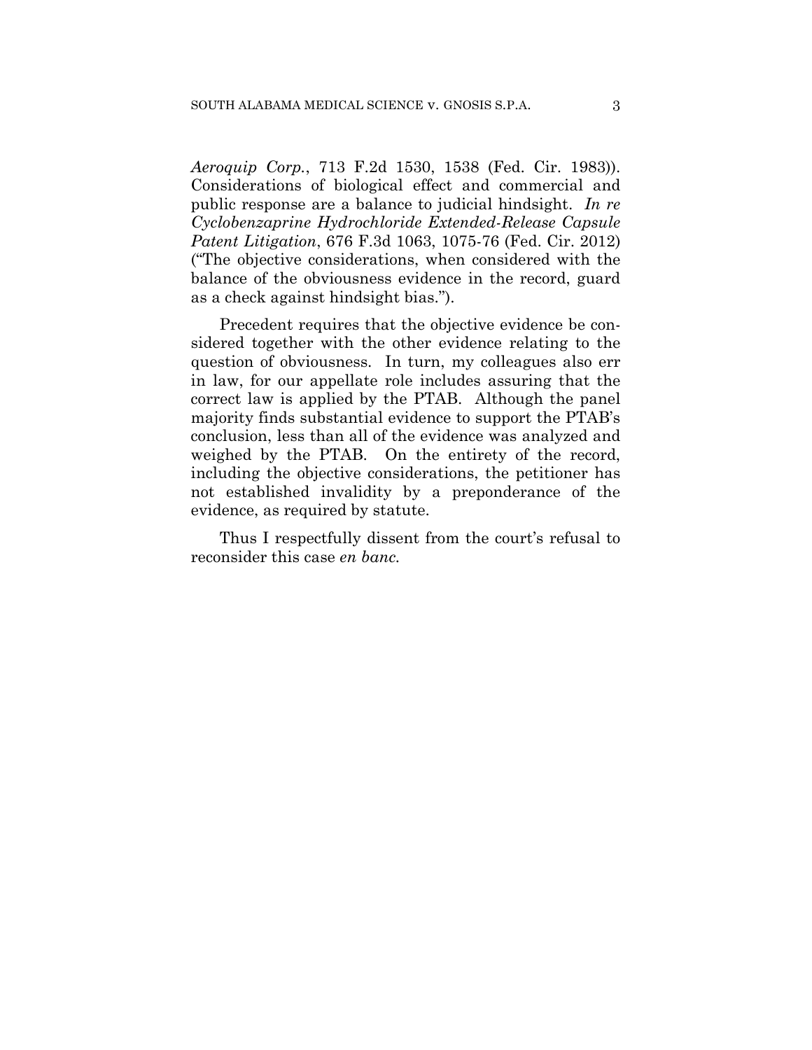*Aeroquip Corp.*, 713 F.2d 1530, 1538 (Fed. Cir. 1983)). Considerations of biological effect and commercial and public response are a balance to judicial hindsight. *In re Cyclobenzaprine Hydrochloride Extended-Release Capsule Patent Litigation*, 676 F.3d 1063, 1075-76 (Fed. Cir. 2012) ("The objective considerations, when considered with the balance of the obviousness evidence in the record, guard as a check against hindsight bias.").

Precedent requires that the objective evidence be considered together with the other evidence relating to the question of obviousness. In turn, my colleagues also err in law, for our appellate role includes assuring that the correct law is applied by the PTAB. Although the panel majority finds substantial evidence to support the PTAB's conclusion, less than all of the evidence was analyzed and weighed by the PTAB. On the entirety of the record, including the objective considerations, the petitioner has not established invalidity by a preponderance of the evidence, as required by statute.

Thus I respectfully dissent from the court's refusal to reconsider this case *en banc*.